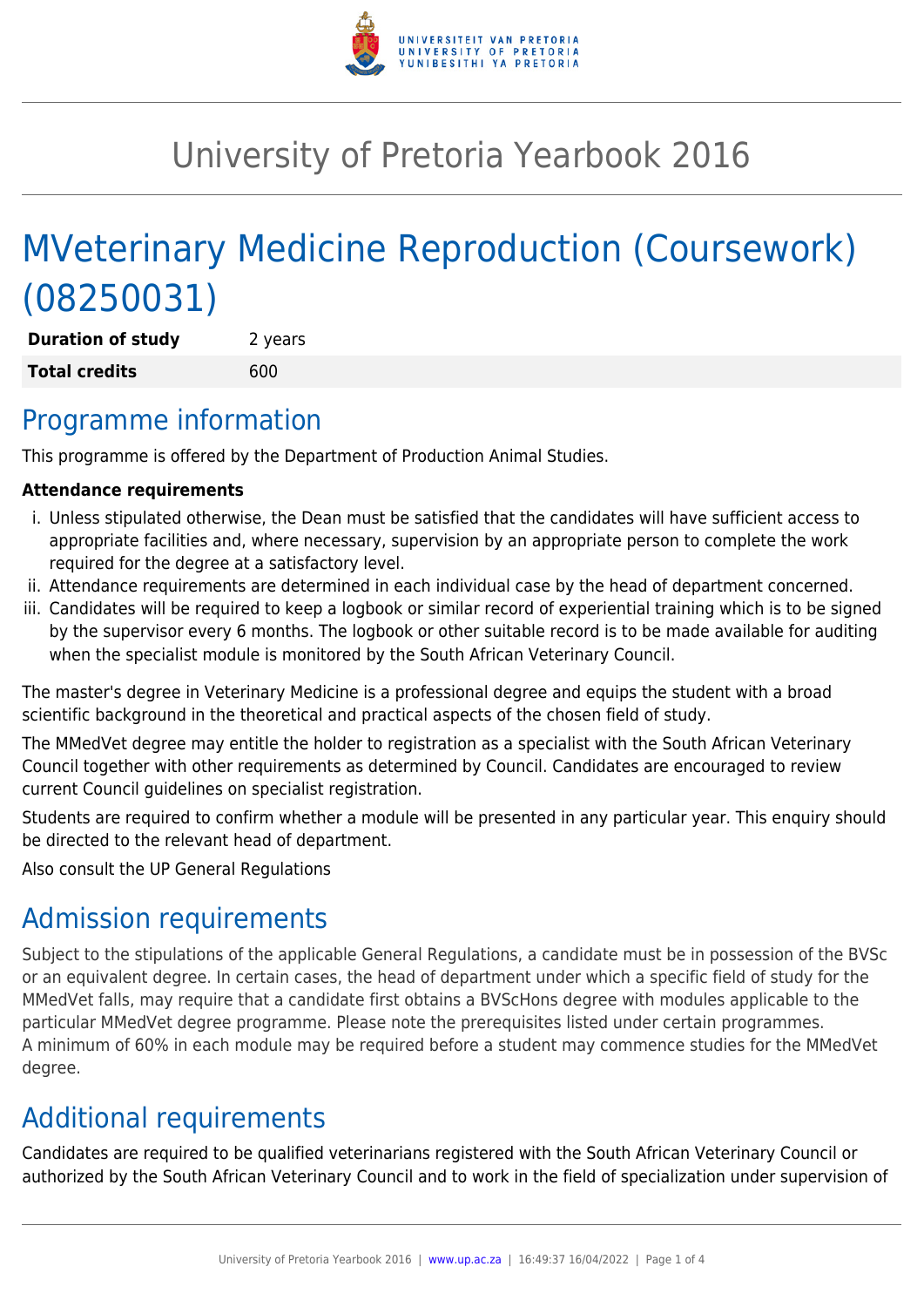# University of Pretoria Yearbook 2016

# MVeterinary Medicine Reproduction (Coursework) (08250031)

| **Duration of study** | 2 years |
|---|---|
| **Total credits** | 600 |

## Programme information

This programme is offered by the Department of Production Animal Studies.

**Attendance requirements**

i. Unless stipulated otherwise, the Dean must be satisfied that the candidates will have sufficient access to appropriate facilities and, where necessary, supervision by an appropriate person to complete the work required for the degree at a satisfactory level.
ii. Attendance requirements are determined in each individual case by the head of department concerned.
iii. Candidates will be required to keep a logbook or similar record of experiential training which is to be signed by the supervisor every 6 months. The logbook or other suitable record is to be made available for auditing when the specialist module is monitored by the South African Veterinary Council.

The master's degree in Veterinary Medicine is a professional degree and equips the student with a broad scientific background in the theoretical and practical aspects of the chosen field of study.

The MMedVet degree may entitle the holder to registration as a specialist with the South African Veterinary Council together with other requirements as determined by Council. Candidates are encouraged to review current Council guidelines on specialist registration.

Students are required to confirm whether a module will be presented in any particular year. This enquiry should be directed to the relevant head of department.

Also consult the UP General Regulations

## Admission requirements

Subject to the stipulations of the applicable General Regulations, a candidate must be in possession of the BVSc or an equivalent degree. In certain cases, the head of department under which a specific field of study for the MMedVet falls, may require that a candidate first obtains a BVScHons degree with modules applicable to the particular MMedVet degree programme. Please note the prerequisites listed under certain programmes.
A minimum of 60% in each module may be required before a student may commence studies for the MMedVet degree.

## Additional requirements

Candidates are required to be qualified veterinarians registered with the South African Veterinary Council or authorized by the South African Veterinary Council and to work in the field of specialization under supervision of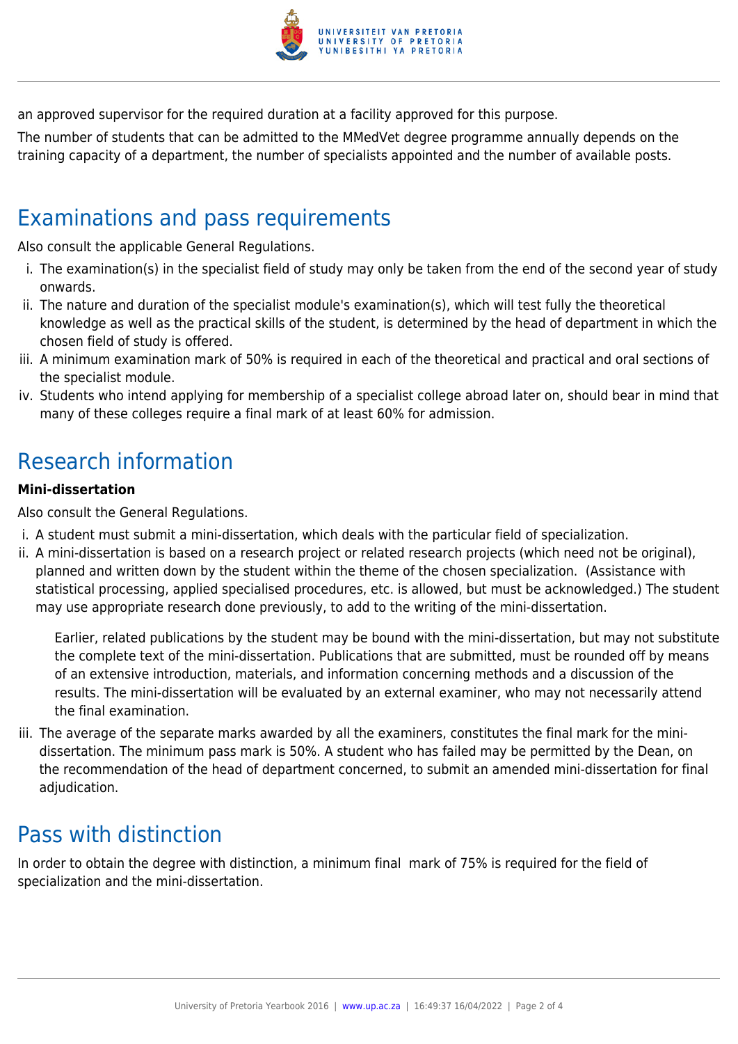an approved supervisor for the required duration at a facility approved for this purpose.

The number of students that can be admitted to the MMedVet degree programme annually depends on the training capacity of a department, the number of specialists appointed and the number of available posts.

## Examinations and pass requirements

Also consult the applicable General Regulations.

i. The examination(s) in the specialist field of study may only be taken from the end of the second year of study onwards.
ii. The nature and duration of the specialist module's examination(s), which will test fully the theoretical knowledge as well as the practical skills of the student, is determined by the head of department in which the chosen field of study is offered.
iii. A minimum examination mark of 50% is required in each of the theoretical and practical and oral sections of the specialist module.
iv. Students who intend applying for membership of a specialist college abroad later on, should bear in mind that many of these colleges require a final mark of at least 60% for admission.

## Research information

**Mini-dissertation**

Also consult the General Regulations.

i. A student must submit a mini-dissertation, which deals with the particular field of specialization.
ii. A mini-dissertation is based on a research project or related research projects (which need not be original), planned and written down by the student within the theme of the chosen specialization. (Assistance with statistical processing, applied specialised procedures, etc. is allowed, but must be acknowledged.) The student may use appropriate research done previously, to add to the writing of the mini-dissertation.

   Earlier, related publications by the student may be bound with the mini-dissertation, but may not substitute the complete text of the mini-dissertation. Publications that are submitted, must be rounded off by means of an extensive introduction, materials, and information concerning methods and a discussion of the results. The mini-dissertation will be evaluated by an external examiner, who may not necessarily attend the final examination.

iii. The average of the separate marks awarded by all the examiners, constitutes the final mark for the mini-dissertation. The minimum pass mark is 50%. A student who has failed may be permitted by the Dean, on the recommendation of the head of department concerned, to submit an amended mini-dissertation for final adjudication.

## Pass with distinction

In order to obtain the degree with distinction, a minimum final mark of 75% is required for the field of specialization and the mini-dissertation.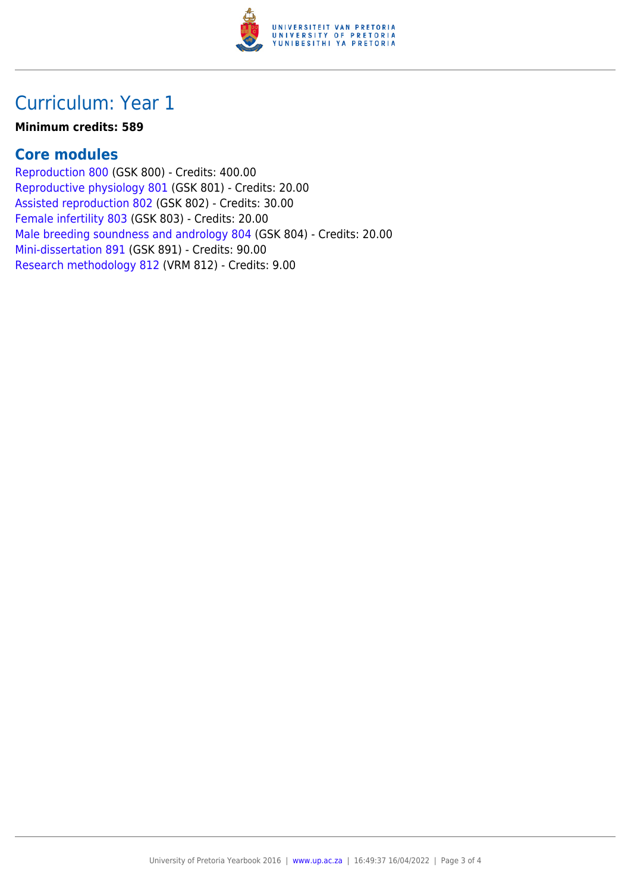# Curriculum: Year 1

**Minimum credits: 589**

## Core modules

Reproduction 800 (GSK 800) - Credits: 400.00
Reproductive physiology 801 (GSK 801) - Credits: 20.00
Assisted reproduction 802 (GSK 802) - Credits: 30.00
Female infertility 803 (GSK 803) - Credits: 20.00
Male breeding soundness and andrology 804 (GSK 804) - Credits: 20.00
Mini-dissertation 891 (GSK 891) - Credits: 90.00
Research methodology 812 (VRM 812) - Credits: 9.00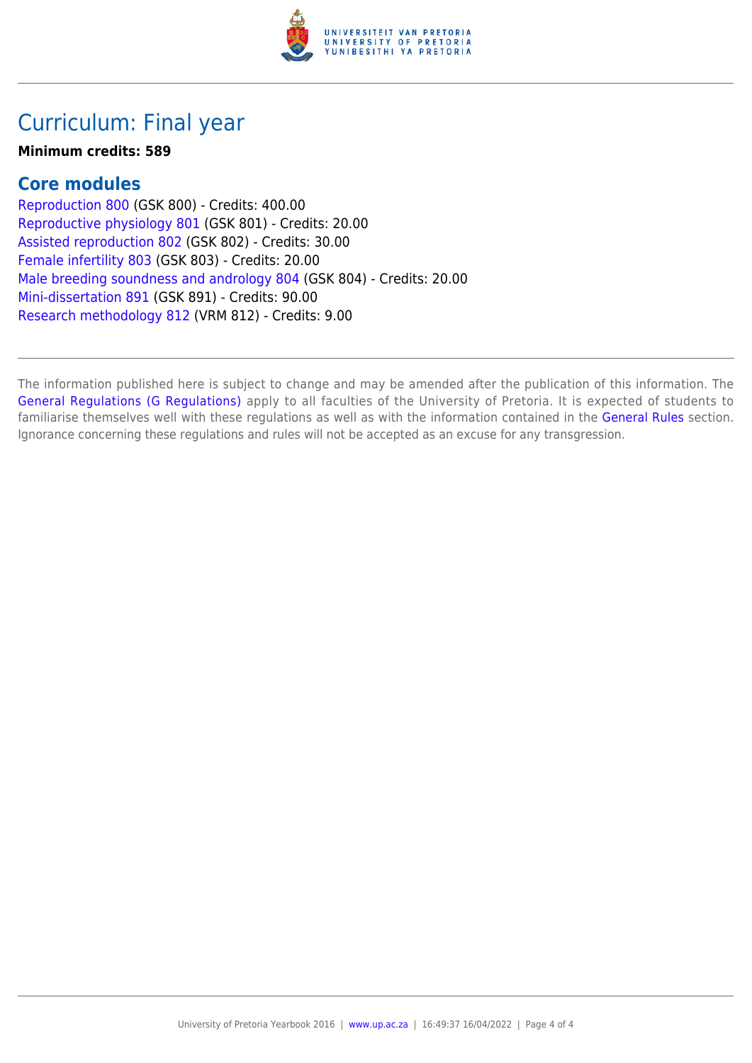## Curriculum: Final year

**Minimum credits: 589**

### Core modules

Reproduction 800 (GSK 800) - Credits: 400.00
Reproductive physiology 801 (GSK 801) - Credits: 20.00
Assisted reproduction 802 (GSK 802) - Credits: 30.00
Female infertility 803 (GSK 803) - Credits: 20.00
Male breeding soundness and andrology 804 (GSK 804) - Credits: 20.00
Mini-dissertation 891 (GSK 891) - Credits: 90.00
Research methodology 812 (VRM 812) - Credits: 9.00

The information published here is subject to change and may be amended after the publication of this information. The General Regulations (G Regulations) apply to all faculties of the University of Pretoria. It is expected of students to familiarise themselves well with these regulations as well as with the information contained in the General Rules section. Ignorance concerning these regulations and rules will not be accepted as an excuse for any transgression.